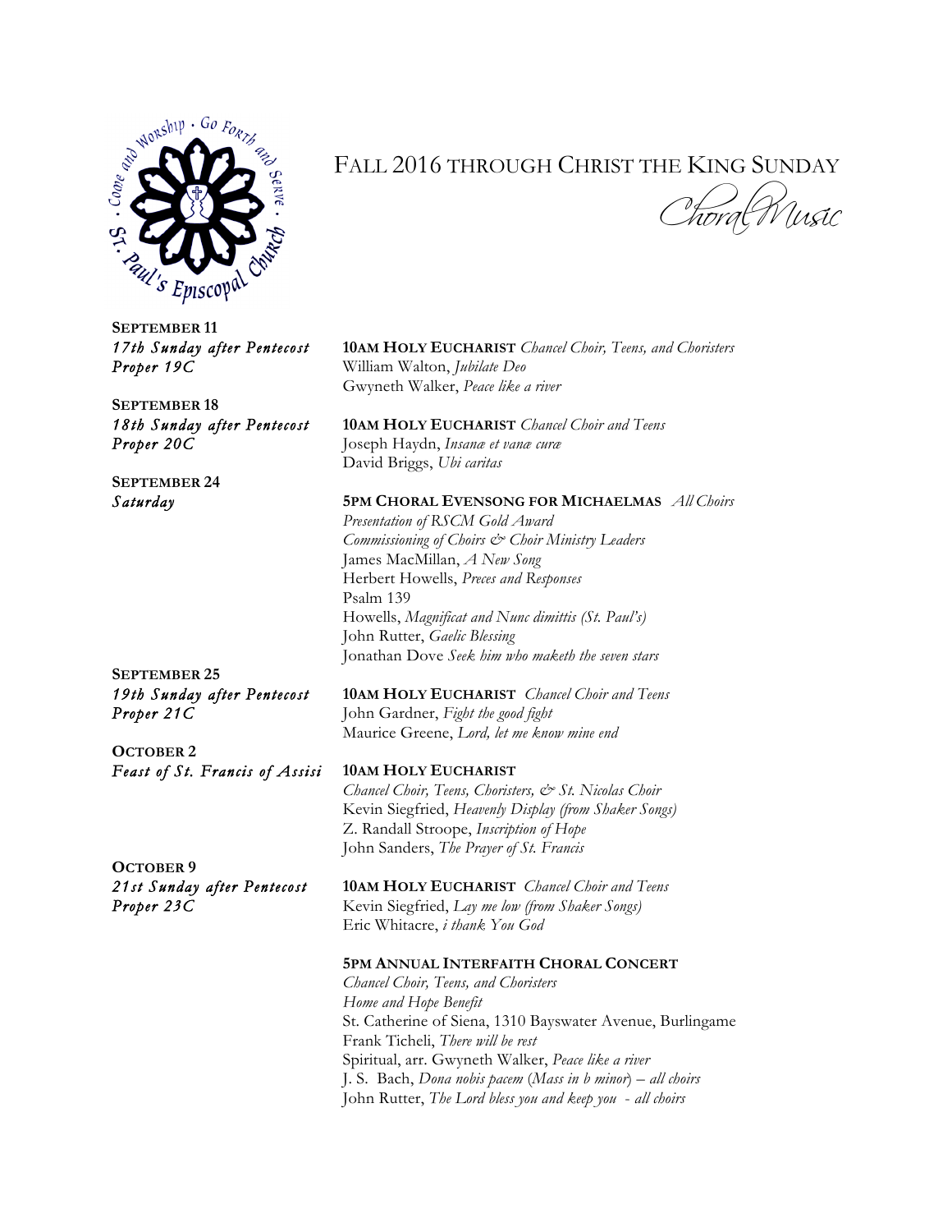# Fall 2016 through Christ the King Sunday

## Choral Music

**SEPTEMBER 11**
*17th Sunday after Pentecost*
*Proper 19C*

**10AM HOLY EUCHARIST** *Chancel Choir, Teens, and Choristers*
William Walton, *Jubilate Deo*
Gwyneth Walker, *Peace like a river*

**SEPTEMBER 18**
*18th Sunday after Pentecost*
*Proper 20C*

**10AM HOLY EUCHARIST** *Chancel Choir and Teens*
Joseph Haydn, *Insanæ et vanæ curæ*
David Briggs, *Ubi caritas*

**SEPTEMBER 24**
*Saturday*

**5PM CHORAL EVENSONG FOR MICHAELMAS** *All Choirs*
*Presentation of RSCM Gold Award*
*Commissioning of Choirs & Choir Ministry Leaders*
James MacMillan, *A New Song*
Herbert Howells, *Preces and Responses*
Psalm 139
Howells, *Magnificat and Nunc dimittis (St. Paul's)*
John Rutter, *Gaelic Blessing*
Jonathan Dove *Seek him who maketh the seven stars*

**SEPTEMBER 25**
*19th Sunday after Pentecost*
*Proper 21C*

**10AM HOLY EUCHARIST** *Chancel Choir and Teens*
John Gardner, *Fight the good fight*
Maurice Greene, *Lord, let me know mine end*

**OCTOBER 2**
*Feast of St. Francis of Assisi*

**10AM HOLY EUCHARIST**
*Chancel Choir, Teens, Choristers, & St. Nicolas Choir*
Kevin Siegfried, *Heavenly Display (from Shaker Songs)*
Z. Randall Stroope, *Inscription of Hope*
John Sanders, *The Prayer of St. Francis*

**OCTOBER 9**
*21st Sunday after Pentecost*
*Proper 23C*

**10AM HOLY EUCHARIST** *Chancel Choir and Teens*
Kevin Siegfried, *Lay me low (from Shaker Songs)*
Eric Whitacre, *i thank You God*

**5PM ANNUAL INTERFAITH CHORAL CONCERT**
*Chancel Choir, Teens, and Choristers*
*Home and Hope Benefit*
St. Catherine of Siena, 1310 Bayswater Avenue, Burlingame
Frank Ticheli, *There will be rest*
Spiritual, arr. Gwyneth Walker, *Peace like a river*
J. S. Bach, *Dona nobis pacem* (*Mass in b minor*) – *all choirs*
John Rutter, *The Lord bless you and keep you - all choirs*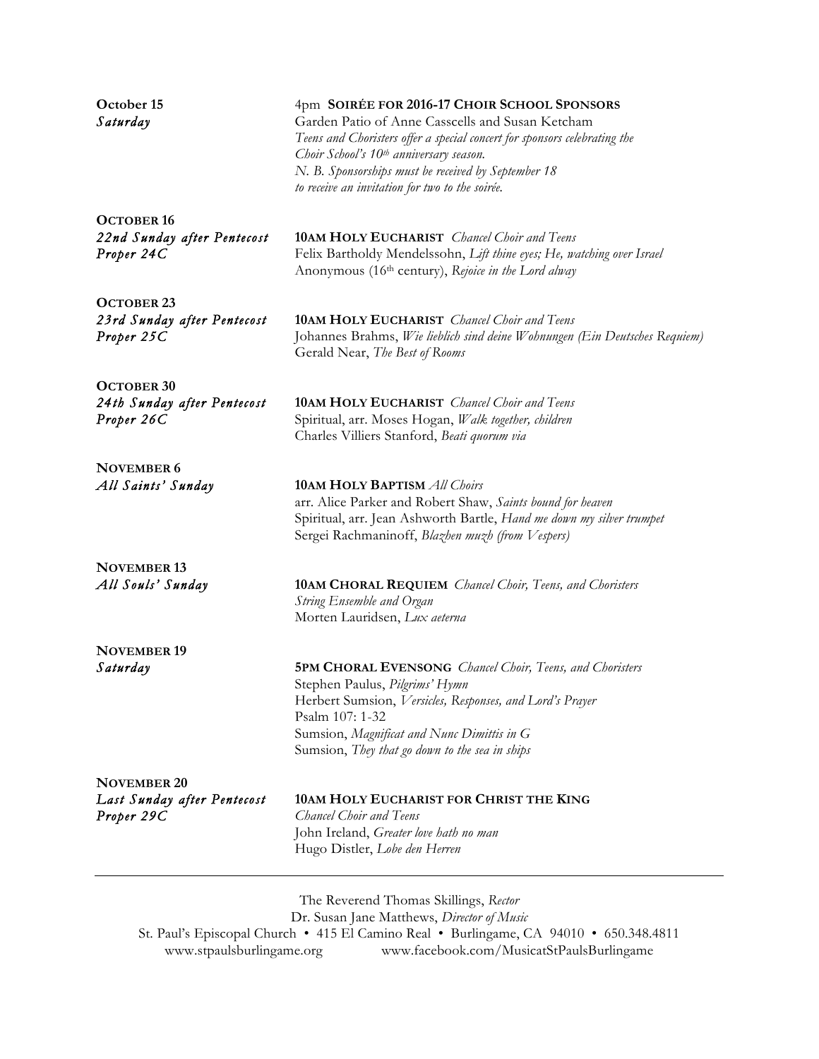**October 15**
*Saturday*

4pm **SOIRÉE FOR 2016-17 CHOIR SCHOOL SPONSORS**
Garden Patio of Anne Casscells and Susan Ketcham
*Teens and Choristers offer a special concert for sponsors celebrating the Choir School's 10th anniversary season.*
*N. B. Sponsorships must be received by September 18 to receive an invitation for two to the soirée.*

**OCTOBER 16**
*22nd Sunday after Pentecost*
*Proper 24C*

**10AM HOLY EUCHARIST** *Chancel Choir and Teens*
Felix Bartholdy Mendelssohn, *Lift thine eyes; He, watching over Israel*
Anonymous (16th century), *Rejoice in the Lord alway*

**OCTOBER 23**
*23rd Sunday after Pentecost*
*Proper 25C*

**10AM HOLY EUCHARIST** *Chancel Choir and Teens*
Johannes Brahms, *Wie lieblich sind deine Wohnungen (Ein Deutsches Requiem)*
Gerald Near, *The Best of Rooms*

**OCTOBER 30**
*24th Sunday after Pentecost*
*Proper 26C*

**10AM HOLY EUCHARIST** *Chancel Choir and Teens*
Spiritual, arr. Moses Hogan, *Walk together, children*
Charles Villiers Stanford, *Beati quorum via*

**NOVEMBER 6**
*All Saints' Sunday*

**10AM HOLY BAPTISM** *All Choirs*
arr. Alice Parker and Robert Shaw, *Saints bound for heaven*
Spiritual, arr. Jean Ashworth Bartle, *Hand me down my silver trumpet*
Sergei Rachmaninoff, *Blazhen muzh (from Vespers)*

**NOVEMBER 13**
*All Souls' Sunday*

**10AM CHORAL REQUIEM** *Chancel Choir, Teens, and Choristers*
*String Ensemble and Organ*
Morten Lauridsen, *Lux aeterna*

**NOVEMBER 19**
*Saturday*

**5PM CHORAL EVENSONG** *Chancel Choir, Teens, and Choristers*
Stephen Paulus, *Pilgrims' Hymn*
Herbert Sumsion, *Versicles, Responses, and Lord's Prayer*
Psalm 107: 1-32
Sumsion, *Magnificat and Nunc Dimittis in G*
Sumsion, *They that go down to the sea in ships*

**NOVEMBER 20**
*Last Sunday after Pentecost*
*Proper 29C*

**10AM HOLY EUCHARIST FOR CHRIST THE KING**
*Chancel Choir and Teens*
John Ireland, *Greater love hath no man*
Hugo Distler, *Lobe den Herren*

---

The Reverend Thomas Skillings, *Rector*
Dr. Susan Jane Matthews, *Director of Music*
St. Paul's Episcopal Church • 415 El Camino Real • Burlingame, CA 94010 • 650.348.4811
www.stpaulsburlingame.org www.facebook.com/MusicatStPaulsBurlingame